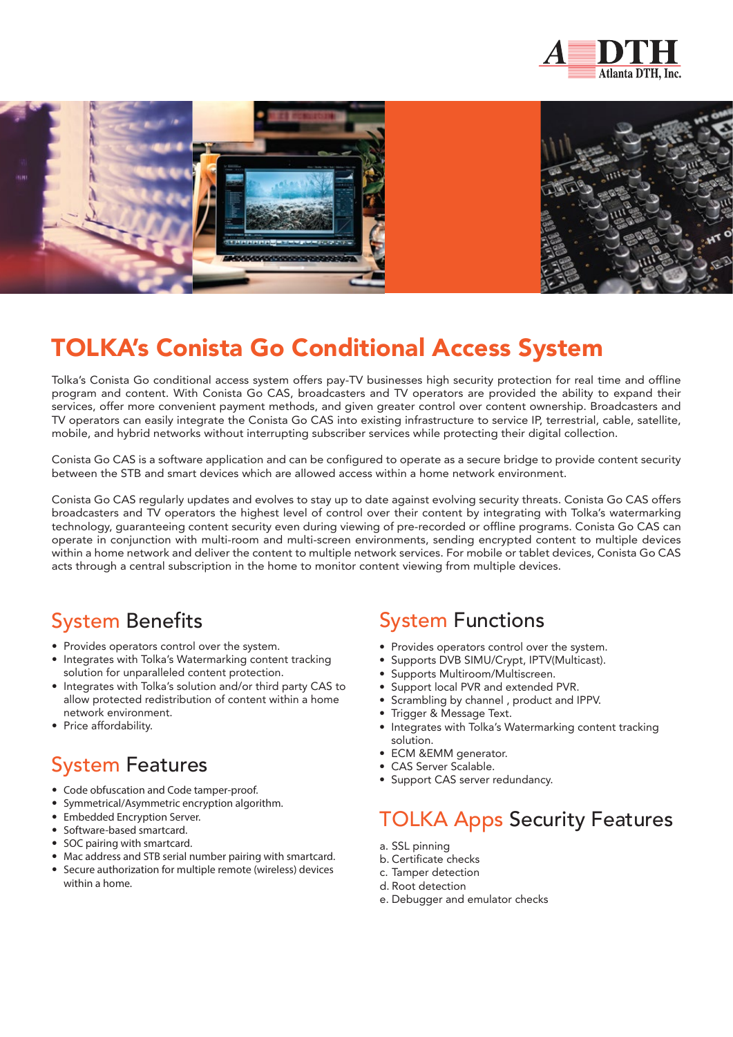# TOLKA's Conista Go Conditional Access System

Tolka's Conista Go conditional access system offers pay-TV businesses high security protection for real time and offline program and content. With Conista Go CAS, broadcasters and TV operators are provided the ability to expand their services, offer more convenient payment methods, and given greater control over content ownership. Broadcasters and TV operators can easily integrate the Conista Go CAS into existing infrastructure to service IP, terrestrial, cable, satellite, mobile, and hybrid networks without interrupting subscriber services while protecting their digital collection.

Conista Go CAS is a software application and can be configured to operate as a secure bridge to provide content security between the STB and smart devices which are allowed access within a home network environment.

Conista Go CAS regularly updates and evolves to stay up to date against evolving security threats. Conista Go CAS offers broadcasters and TV operators the highest level of control over their content by integrating with Tolka's watermarking technology, guaranteeing content security even during viewing of pre-recorded or offline programs. Conista Go CAS can operate in conjunction with multi-room and multi-screen environments, sending encrypted content to multiple devices within a home network and deliver the content to multiple network services. For mobile or tablet devices, Conista Go CAS acts through a central subscription in the home to monitor content viewing from multiple devices.

## System Benefits

- Provides operators control over the system.
- Integrates with Tolka's Watermarking content tracking solution for unparalleled content protection.
- Integrates with Tolka's solution and/or third party CAS to allow protected redistribution of content within a home network environment.
- Price affordability.

## System Features

- Code obfuscation and Code tamper-proof.
- Symmetrical/Asymmetric encryption algorithm.
- Embedded Encryption Server.
- Software-based smartcard.
- SOC pairing with smartcard.
- Mac address and STB serial number pairing with smartcard.
- Secure authorization for multiple remote (wireless) devices within a home.

## System Functions

- Provides operators control over the system.
- Supports DVB SIMU/Crypt, IPTV(Multicast).
- Supports Multiroom/Multiscreen.
- Support local PVR and extended PVR.
- Scrambling by channel , product and IPPV.
- Trigger & Message Text.
- Integrates with Tolka's Watermarking content tracking solution.
- ECM &EMM generator.
- CAS Server Scalable.
- Support CAS server redundancy.

## TOLKA Apps Security Features

a. SSL pinning
b. Certificate checks
c. Tamper detection
d. Root detection
e. Debugger and emulator checks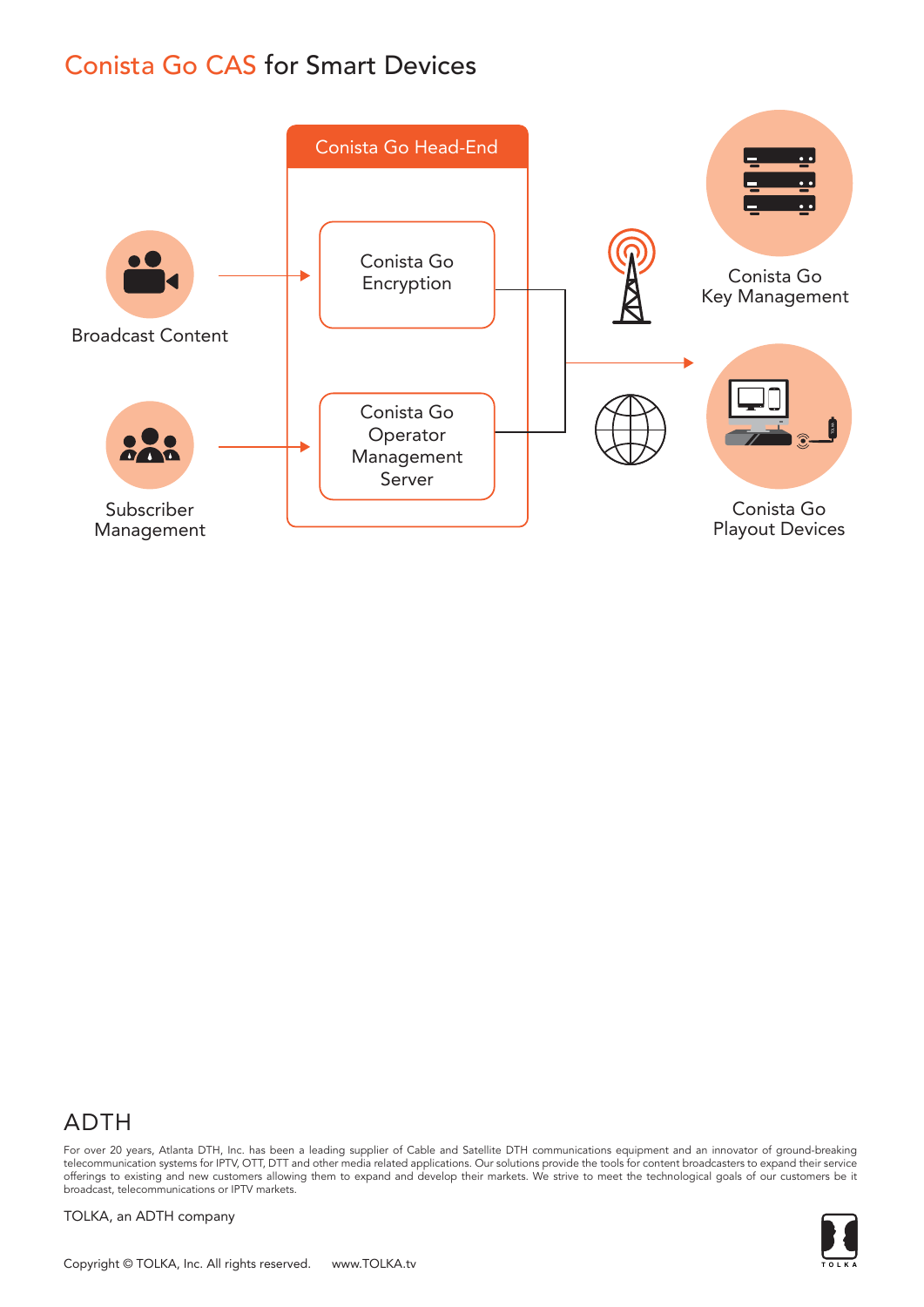# Conista Go CAS for Smart Devices

Conista Go Head-End

Broadcast Content

Conista Go Encryption

Subscriber Management

Conista Go Operator Management Server

Conista Go Key Management

Conista Go Playout Devices

## ADTH

For over 20 years, Atlanta DTH, Inc. has been a leading supplier of Cable and Satellite DTH communications equipment and an innovator of ground-breaking telecommunication systems for IPTV, OTT, DTT and other media related applications. Our solutions provide the tools for content broadcasters to expand their service offerings to existing and new customers allowing them to expand and develop their markets. We strive to meet the technological goals of our customers be it broadcast, telecommunications or IPTV markets.

TOLKA, an ADTH company

Copyright © TOLKA, Inc. All rights reserved. www.TOLKA.tv